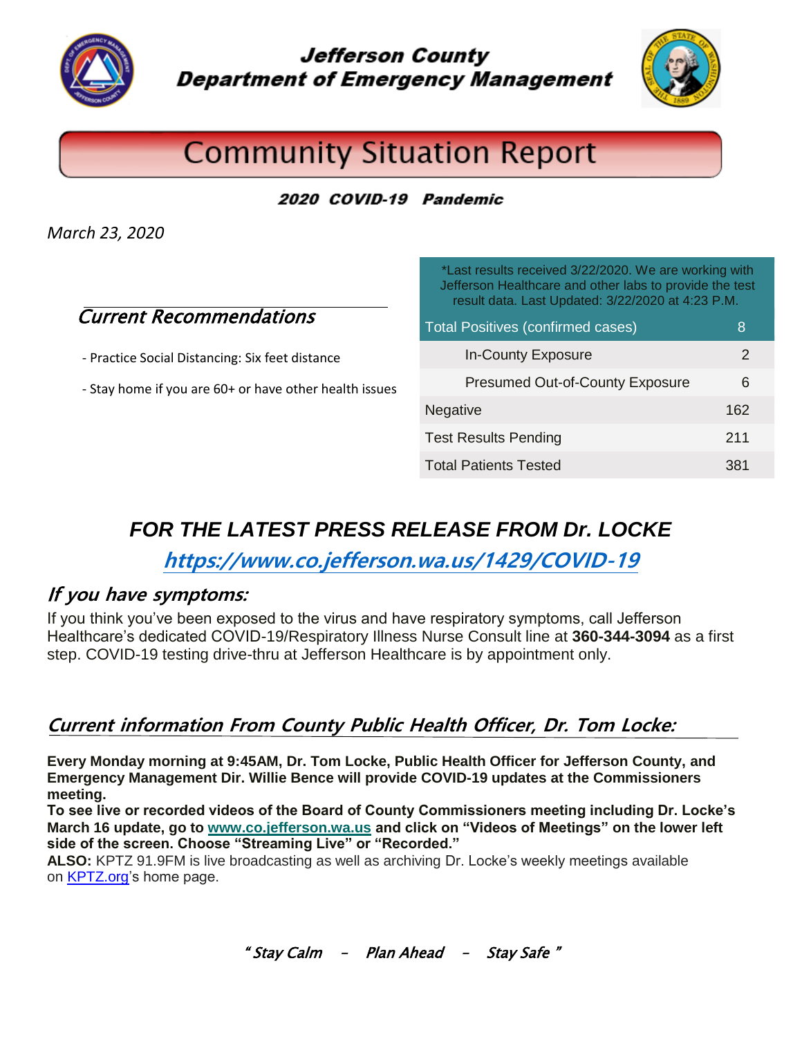# Jefferson County Department of Emergency Management

# Community Situation Report

***2020 COVID-19 Pandemic***

*March 23, 2020*

## *Current Recommendations*

- Practice Social Distancing: Six feet distance
- Stay home if you are 60+ or have other health issues

| *Last results received 3/22/2020. We are working with Jefferson Healthcare and other labs to provide the test result data. Last Updated: 3/22/2020 at 4:23 P.M. | |
|---|---|
| Total Positives (confirmed cases) | 8 |
| In-County Exposure | 2 |
| Presumed Out-of-County Exposure | 6 |
| Negative | 162 |
| Test Results Pending | 211 |
| Total Patients Tested | 381 |

## *FOR THE LATEST PRESS RELEASE FROM Dr. LOCKE*

**[https://www.co.jefferson.wa.us/1429/COVID-19](https://www.co.jefferson.wa.us/1429/COVID-19)**

## *If you have symptoms:*

If you think you've been exposed to the virus and have respiratory symptoms, call Jefferson Healthcare's dedicated COVID-19/Respiratory Illness Nurse Consult line at **360-344-3094** as a first step. COVID-19 testing drive-thru at Jefferson Healthcare is by appointment only.

## *Current information From County Public Health Officer, Dr. Tom Locke:*

**Every Monday morning at 9:45AM, Dr. Tom Locke, Public Health Officer for Jefferson County, and Emergency Management Dir. Willie Bence will provide COVID-19 updates at the Commissioners meeting.**

**To see live or recorded videos of the Board of County Commissioners meeting including Dr. Locke's March 16 update, go to [www.co.jefferson.wa.us](http://www.co.jefferson.wa.us) and click on "Videos of Meetings" on the lower left side of the screen. Choose "Streaming Live" or "Recorded."**

**ALSO:** KPTZ 91.9FM is live broadcasting as well as archiving Dr. Locke's weekly meetings available on [KPTZ.org](http://KPTZ.org)'s home page.

*" Stay Calm – Plan Ahead – Stay Safe "*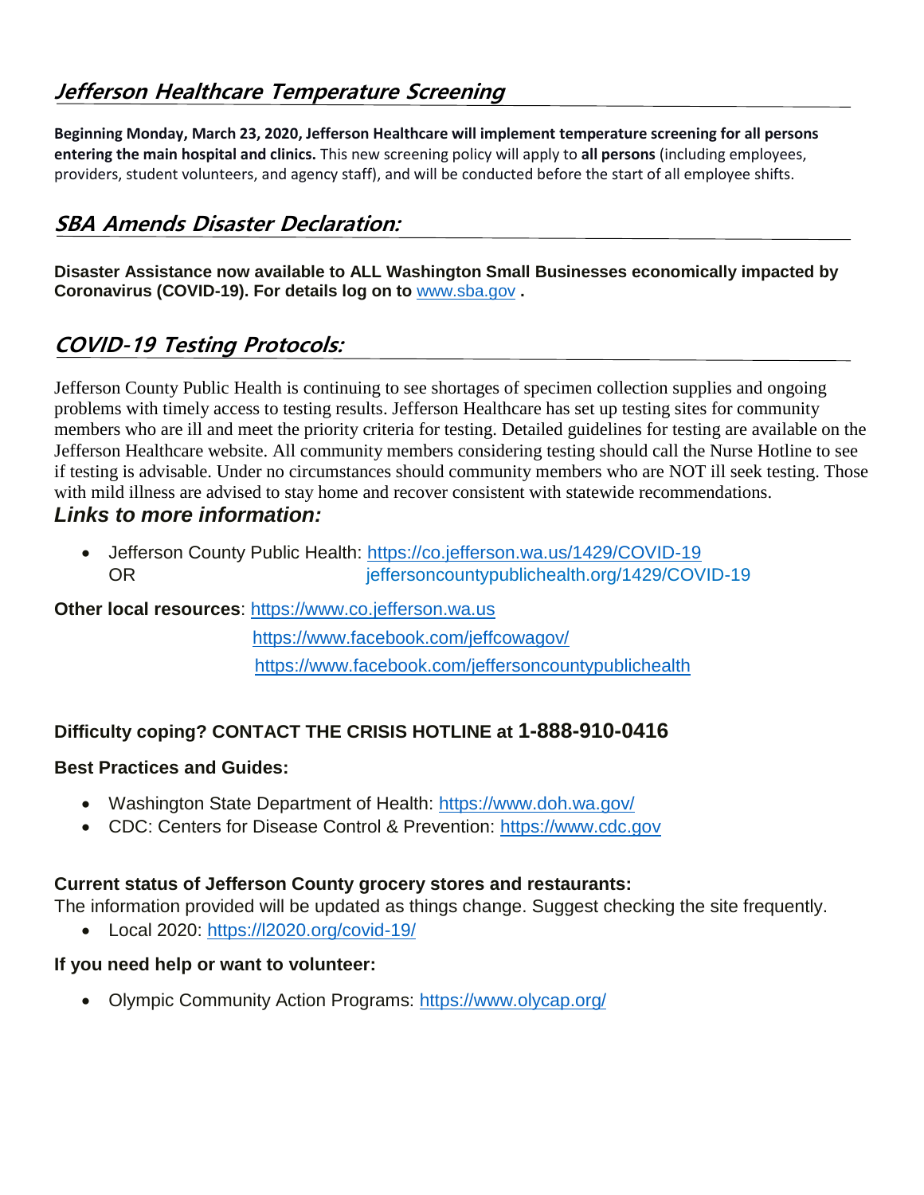## *Jefferson Healthcare Temperature Screening*

**Beginning Monday, March 23, 2020, Jefferson Healthcare will implement temperature screening for all persons entering the main hospital and clinics.** This new screening policy will apply to **all persons** (including employees, providers, student volunteers, and agency staff), and will be conducted before the start of all employee shifts.

## *SBA Amends Disaster Declaration:*

**Disaster Assistance now available to ALL Washington Small Businesses economically impacted by Coronavirus (COVID-19). For details log on to** www.sba.gov **.**

## *COVID-19 Testing Protocols:*

Jefferson County Public Health is continuing to see shortages of specimen collection supplies and ongoing problems with timely access to testing results. Jefferson Healthcare has set up testing sites for community members who are ill and meet the priority criteria for testing. Detailed guidelines for testing are available on the Jefferson Healthcare website. All community members considering testing should call the Nurse Hotline to see if testing is advisable. Under no circumstances should community members who are NOT ill seek testing. Those with mild illness are advised to stay home and recover consistent with statewide recommendations.

### *Links to more information:*

- Jefferson County Public Health: https://co.jefferson.wa.us/1429/COVID-19
  OR jeffersoncountypublichealth.org/1429/COVID-19

**Other local resources**: https://www.co.jefferson.wa.us
https://www.facebook.com/jeffcowagov/
https://www.facebook.com/jeffersoncountypublichealth

**Difficulty coping? CONTACT THE CRISIS HOTLINE at 1-888-910-0416**

**Best Practices and Guides:**

- Washington State Department of Health: https://www.doh.wa.gov/
- CDC: Centers for Disease Control & Prevention: https://www.cdc.gov

**Current status of Jefferson County grocery stores and restaurants:**

The information provided will be updated as things change. Suggest checking the site frequently.

- Local 2020: https://l2020.org/covid-19/

**If you need help or want to volunteer:**

- Olympic Community Action Programs: https://www.olycap.org/